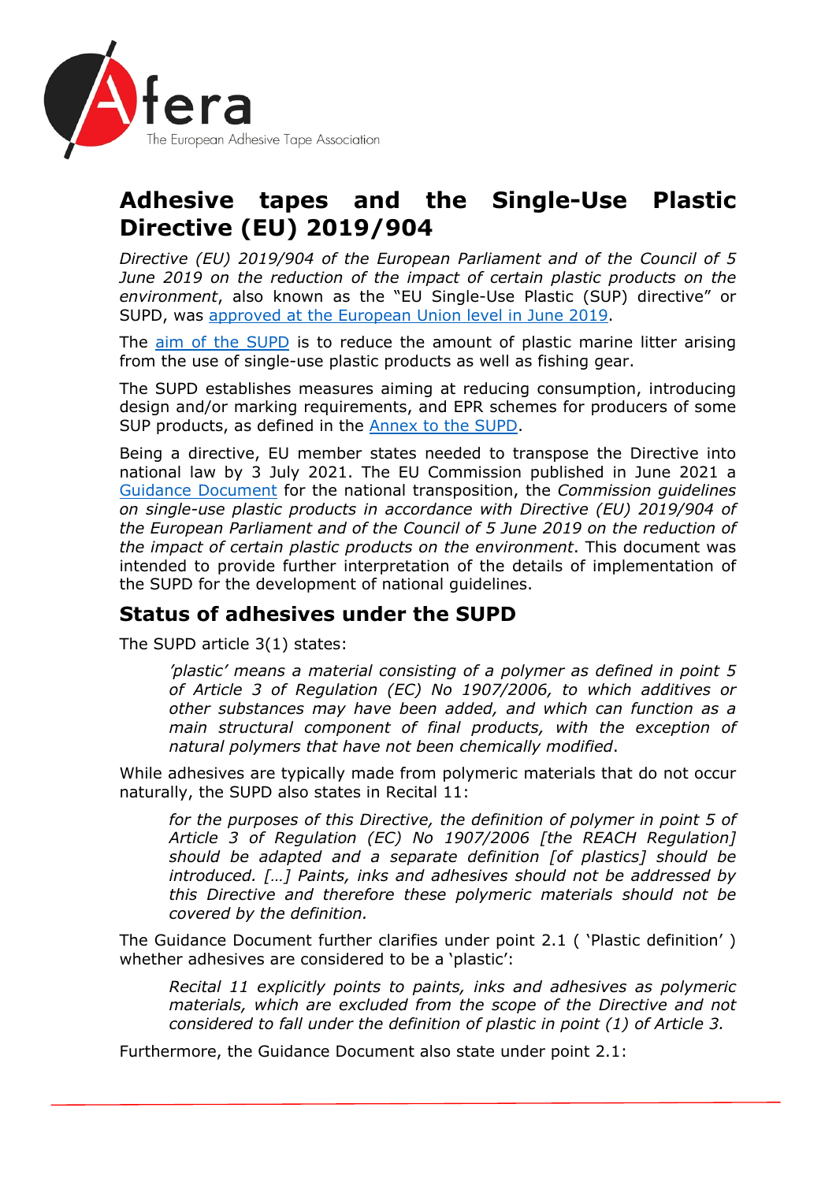# Adhesive tapes and the Single-Use Plastic Directive (EU) 2019/904

*Directive (EU) 2019/904 of the European Parliament and of the Council of 5 June 2019 on the reduction of the impact of certain plastic products on the environment*, also known as the "EU Single-Use Plastic (SUP) directive" or SUPD, was approved at the European Union level in June 2019.

The aim of the SUPD is to reduce the amount of plastic marine litter arising from the use of single-use plastic products as well as fishing gear.

The SUPD establishes measures aiming at reducing consumption, introducing design and/or marking requirements, and EPR schemes for producers of some SUP products, as defined in the Annex to the SUPD.

Being a directive, EU member states needed to transpose the Directive into national law by 3 July 2021. The EU Commission published in June 2021 a Guidance Document for the national transposition, the *Commission guidelines on single-use plastic products in accordance with Directive (EU) 2019/904 of the European Parliament and of the Council of 5 June 2019 on the reduction of the impact of certain plastic products on the environment*. This document was intended to provide further interpretation of the details of implementation of the SUPD for the development of national guidelines.

## Status of adhesives under the SUPD

The SUPD article 3(1) states:

> *'plastic' means a material consisting of a polymer as defined in point 5 of Article 3 of Regulation (EC) No 1907/2006, to which additives or other substances may have been added, and which can function as a main structural component of final products, with the exception of natural polymers that have not been chemically modified*.

While adhesives are typically made from polymeric materials that do not occur naturally, the SUPD also states in Recital 11:

> *for the purposes of this Directive, the definition of polymer in point 5 of Article 3 of Regulation (EC) No 1907/2006 [the REACH Regulation] should be adapted and a separate definition [of plastics] should be introduced. […] Paints, inks and adhesives should not be addressed by this Directive and therefore these polymeric materials should not be covered by the definition.*

The Guidance Document further clarifies under point 2.1 ( 'Plastic definition' ) whether adhesives are considered to be a 'plastic':

> *Recital 11 explicitly points to paints, inks and adhesives as polymeric materials, which are excluded from the scope of the Directive and not considered to fall under the definition of plastic in point (1) of Article 3.*

Furthermore, the Guidance Document also state under point 2.1: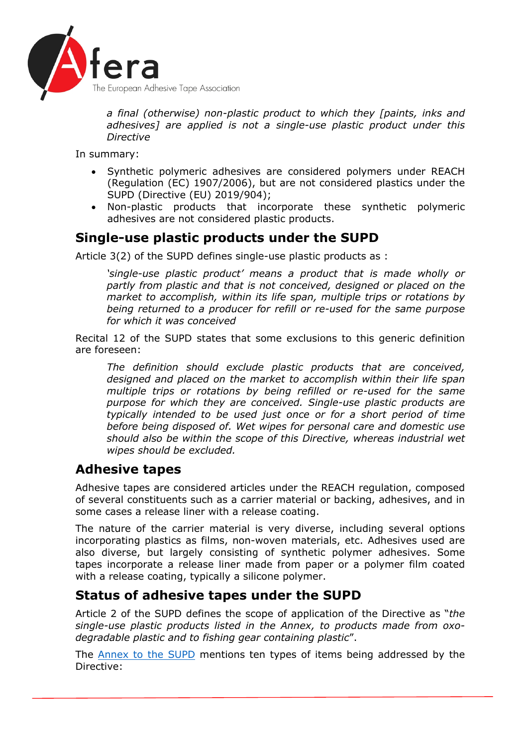*a final (otherwise) non-plastic product to which they [paints, inks and adhesives] are applied is not a single-use plastic product under this Directive*

In summary:

- Synthetic polymeric adhesives are considered polymers under REACH (Regulation (EC) 1907/2006), but are not considered plastics under the SUPD (Directive (EU) 2019/904);
- Non-plastic products that incorporate these synthetic polymeric adhesives are not considered plastic products.

## Single-use plastic products under the SUPD

Article 3(2) of the SUPD defines single-use plastic products as :

> *'single-use plastic product' means a product that is made wholly or partly from plastic and that is not conceived, designed or placed on the market to accomplish, within its life span, multiple trips or rotations by being returned to a producer for refill or re-used for the same purpose for which it was conceived*

Recital 12 of the SUPD states that some exclusions to this generic definition are foreseen:

> *The definition should exclude plastic products that are conceived, designed and placed on the market to accomplish within their life span multiple trips or rotations by being refilled or re-used for the same purpose for which they are conceived. Single-use plastic products are typically intended to be used just once or for a short period of time before being disposed of. Wet wipes for personal care and domestic use should also be within the scope of this Directive, whereas industrial wet wipes should be excluded.*

## Adhesive tapes

Adhesive tapes are considered articles under the REACH regulation, composed of several constituents such as a carrier material or backing, adhesives, and in some cases a release liner with a release coating.

The nature of the carrier material is very diverse, including several options incorporating plastics as films, non-woven materials, etc. Adhesives used are also diverse, but largely consisting of synthetic polymer adhesives. Some tapes incorporate a release liner made from paper or a polymer film coated with a release coating, typically a silicone polymer.

## Status of adhesive tapes under the SUPD

Article 2 of the SUPD defines the scope of application of the Directive as "*the single-use plastic products listed in the Annex, to products made from oxo-degradable plastic and to fishing gear containing plastic*".

The Annex to the SUPD mentions ten types of items being addressed by the Directive: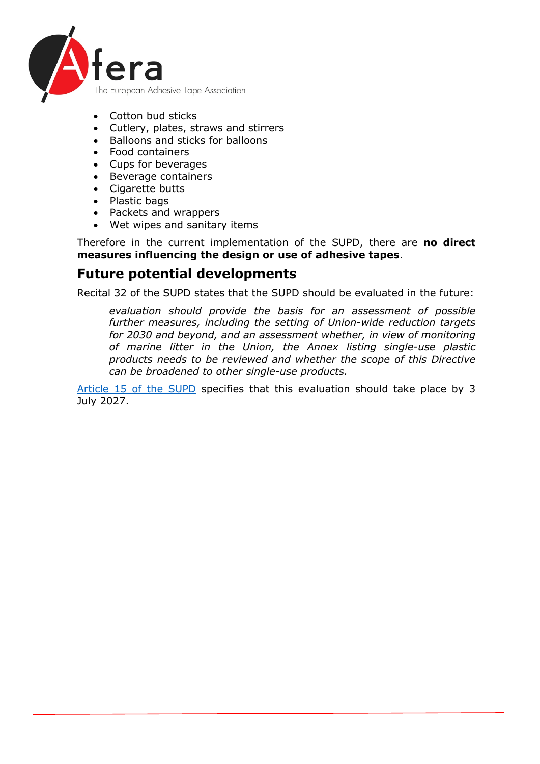- Cotton bud sticks
- Cutlery, plates, straws and stirrers
- Balloons and sticks for balloons
- Food containers
- Cups for beverages
- Beverage containers
- Cigarette butts
- Plastic bags
- Packets and wrappers
- Wet wipes and sanitary items

Therefore in the current implementation of the SUPD, there are **no direct measures influencing the design or use of adhesive tapes**.

## Future potential developments

Recital 32 of the SUPD states that the SUPD should be evaluated in the future:

> *evaluation should provide the basis for an assessment of possible further measures, including the setting of Union-wide reduction targets for 2030 and beyond, and an assessment whether, in view of monitoring of marine litter in the Union, the Annex listing single-use plastic products needs to be reviewed and whether the scope of this Directive can be broadened to other single-use products.*

Article 15 of the SUPD specifies that this evaluation should take place by 3 July 2027.